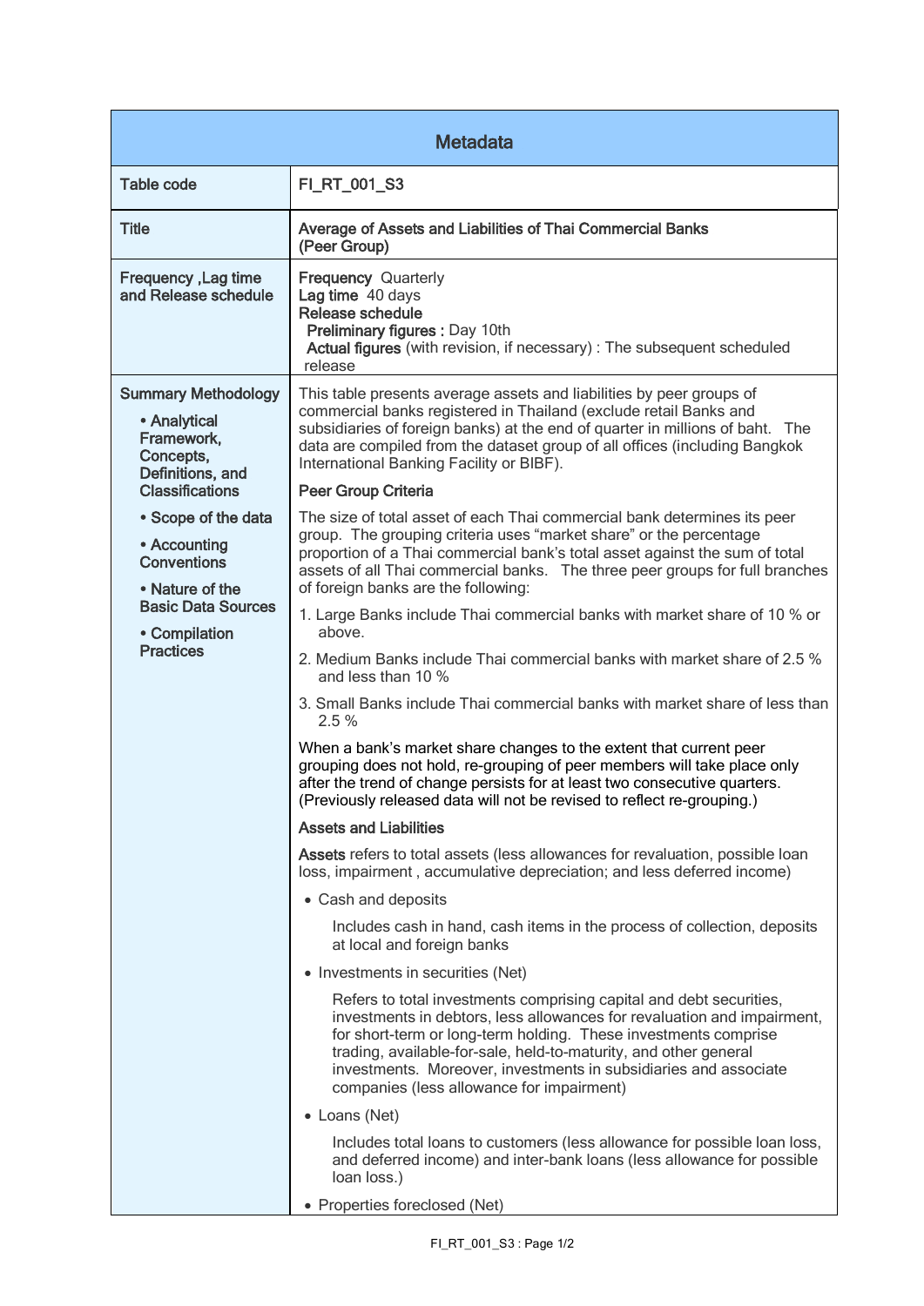| Metadata | |
|---|---|
| Table code | FI_RT_001_S3 |
| Title | **Average of Assets and Liabilities of Thai Commercial Banks (Peer Group)** |
| Frequency ,Lag time and Release schedule | **Frequency** Quarterly<br>**Lag time** 40 days<br>**Release schedule**<br>**Preliminary figures :** Day 10th<br>**Actual figures** (with revision, if necessary) : The subsequent scheduled release |
| Summary Methodology<br>• Analytical Framework, Concepts, Definitions, and Classifications<br>• Scope of the data<br>• Accounting Conventions<br>• Nature of the Basic Data Sources<br>• Compilation Practices | This table presents average assets and liabilities by peer groups of commercial banks registered in Thailand (exclude retail Banks and subsidiaries of foreign banks) at the end of quarter in millions of baht. The data are compiled from the dataset group of all offices (including Bangkok International Banking Facility or BIBF).<br><br>**Peer Group Criteria**<br><br>The size of total asset of each Thai commercial bank determines its peer group. The grouping criteria uses "market share" or the percentage proportion of a Thai commercial bank's total asset against the sum of total assets of all Thai commercial banks. The three peer groups for full branches of foreign banks are the following:<br><br>1. Large Banks include Thai commercial banks with market share of 10 % or above.<br>2. Medium Banks include Thai commercial banks with market share of 2.5 % and less than 10 %<br>3. Small Banks include Thai commercial banks with market share of less than 2.5 %<br><br>When a bank's market share changes to the extent that current peer grouping does not hold, re-grouping of peer members will take place only after the trend of change persists for at least two consecutive quarters. (Previously released data will not be revised to reflect re-grouping.)<br><br>**Assets and Liabilities**<br><br>**Assets** refers to total assets (less allowances for revaluation, possible loan loss, impairment , accumulative depreciation; and less deferred income)<br><br>• Cash and deposits<br>Includes cash in hand, cash items in the process of collection, deposits at local and foreign banks<br><br>• Investments in securities (Net)<br>Refers to total investments comprising capital and debt securities, investments in debtors, less allowances for revaluation and impairment, for short-term or long-term holding. These investments comprise trading, available-for-sale, held-to-maturity, and other general investments. Moreover, investments in subsidiaries and associate companies (less allowance for impairment)<br><br>• Loans (Net)<br>Includes total loans to customers (less allowance for possible loan loss, and deferred income) and inter-bank loans (less allowance for possible loan loss.)<br><br>• Properties foreclosed (Net) |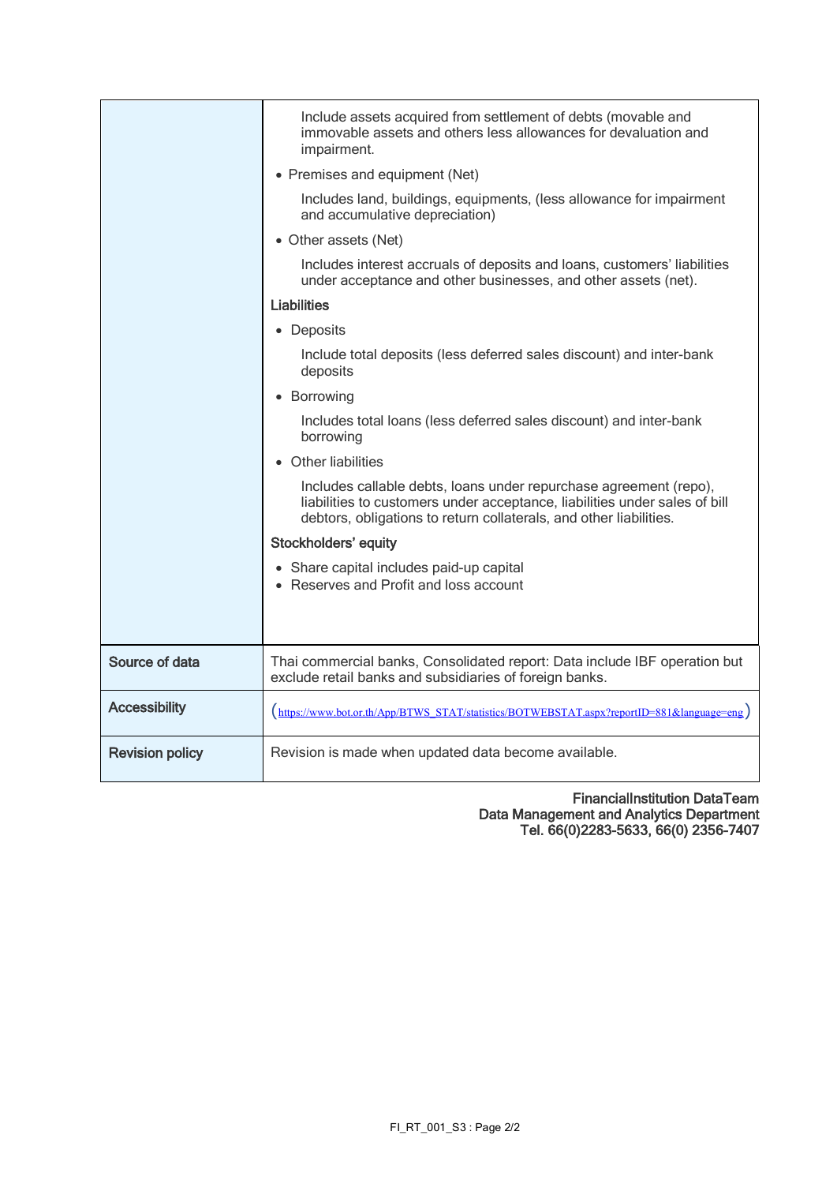| | |
|---|---|
| | Include assets acquired from settlement of debts (movable and immovable assets and others less allowances for devaluation and impairment.<br><br>• Premises and equipment (Net)<br><br>Includes land, buildings, equipments, (less allowance for impairment and accumulative depreciation)<br><br>• Other assets (Net)<br><br>Includes interest accruals of deposits and loans, customers' liabilities under acceptance and other businesses, and other assets (net).<br><br>**Liabilities**<br><br>• Deposits<br><br>Include total deposits (less deferred sales discount) and inter-bank deposits<br><br>• Borrowing<br><br>Includes total loans (less deferred sales discount) and inter-bank borrowing<br><br>• Other liabilities<br><br>Includes callable debts, loans under repurchase agreement (repo), liabilities to customers under acceptance, liabilities under sales of bill debtors, obligations to return collaterals, and other liabilities.<br><br>**Stockholders' equity**<br><br>• Share capital includes paid-up capital<br>• Reserves and Profit and loss account |
| **Source of data** | Thai commercial banks, Consolidated report: Data include IBF operation but exclude retail banks and subsidiaries of foreign banks. |
| **Accessibility** | (https://www.bot.or.th/App/BTWS_STAT/statistics/BOTWEBSTAT.aspx?reportID=881&language=eng) |
| **Revision policy** | Revision is made when updated data become available. |

**FinancialInstitution DataTeam**
**Data Management and Analytics Department**
**Tel. 66(0)2283-5633, 66(0) 2356-7407**